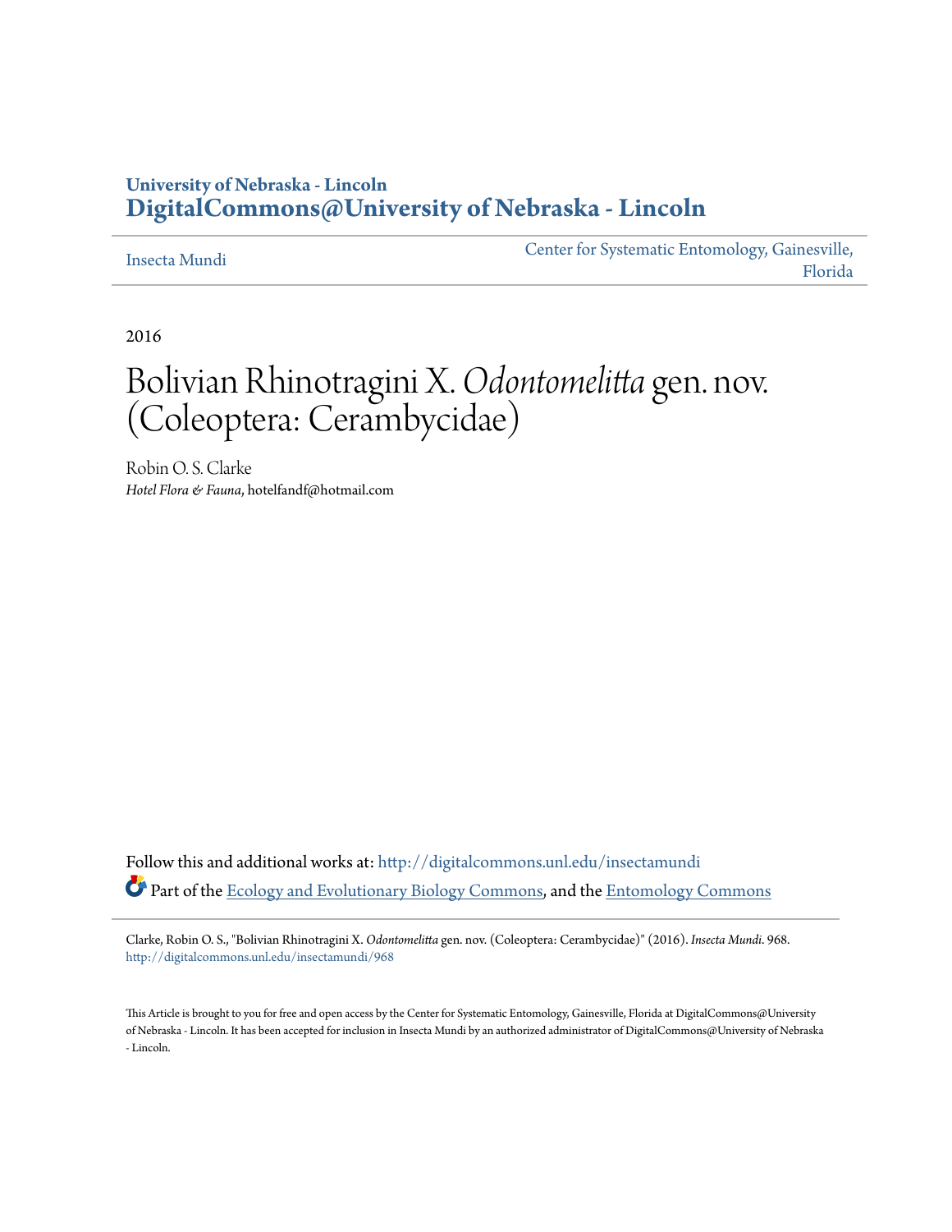University of Nebraska - Lincoln
**DigitalCommons@University of Nebraska - Lincoln**

Insecta Mundi | Center for Systematic Entomology, Gainesville, Florida

2016

# Bolivian Rhinotragini X. *Odontomelitta* gen. nov. (Coleoptera: Cerambycidae)

Robin O. S. Clarke
*Hotel Flora & Fauna*, hotelfandf@hotmail.com

Follow this and additional works at: http://digitalcommons.unl.edu/insectamundi

Part of the Ecology and Evolutionary Biology Commons, and the Entomology Commons

Clarke, Robin O. S., "Bolivian Rhinotragini X. *Odontomelitta* gen. nov. (Coleoptera: Cerambycidae)" (2016). *Insecta Mundi*. 968.
http://digitalcommons.unl.edu/insectamundi/968

This Article is brought to you for free and open access by the Center for Systematic Entomology, Gainesville, Florida at DigitalCommons@University of Nebraska - Lincoln. It has been accepted for inclusion in Insecta Mundi by an authorized administrator of DigitalCommons@University of Nebraska - Lincoln.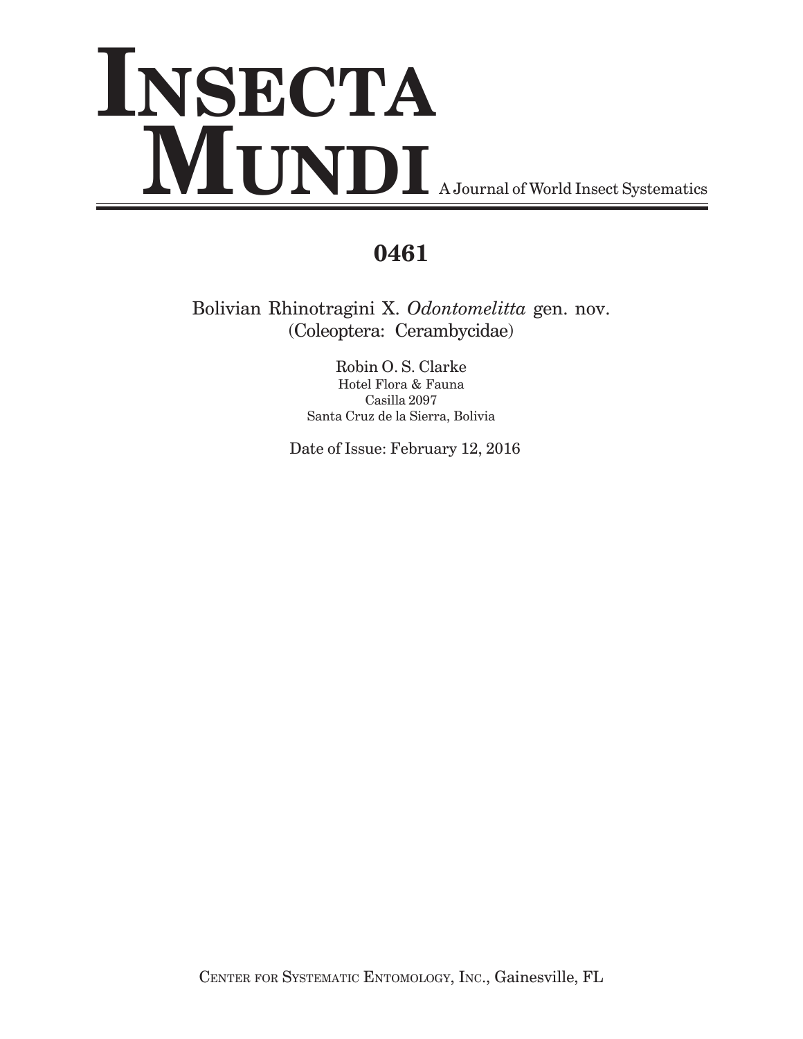# INSECTA MUNDI A Journal of World Insect Systematics

## 0461

Bolivian Rhinotragini X. *Odontomelitta* gen. nov.
(Coleoptera: Cerambycidae)

Robin O. S. Clarke
Hotel Flora & Fauna
Casilla 2097
Santa Cruz de la Sierra, Bolivia

Date of Issue: February 12, 2016

CENTER FOR SYSTEMATIC ENTOMOLOGY, INC., Gainesville, FL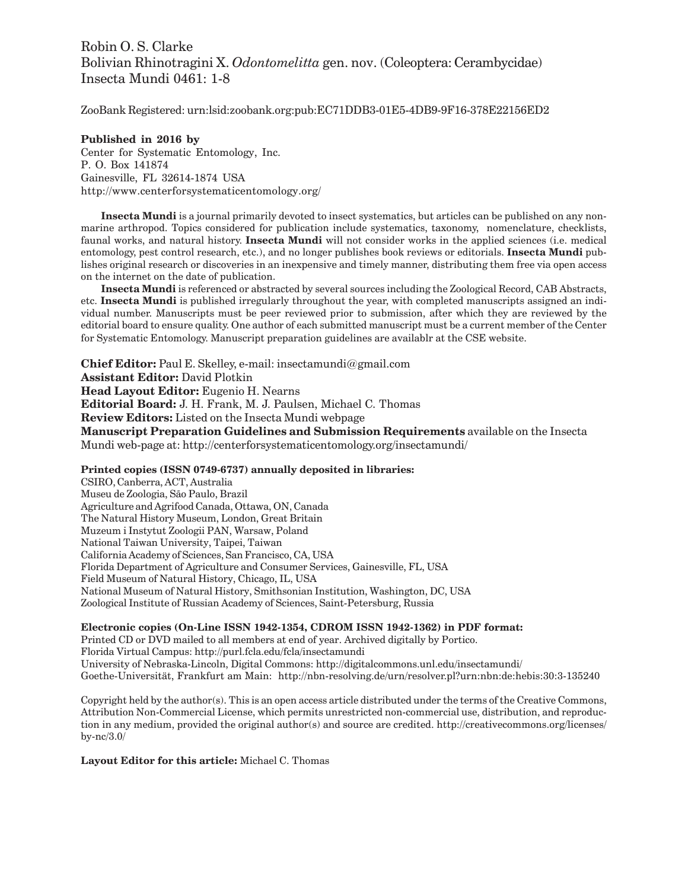Robin O. S. Clarke
Bolivian Rhinotragini X. *Odontomelitta* gen. nov. (Coleoptera: Cerambycidae)
Insecta Mundi 0461: 1-8

ZooBank Registered: urn:lsid:zoobank.org:pub:EC71DDB3-01E5-4DB9-9F16-378E22156ED2

**Published in 2016 by**
Center for Systematic Entomology, Inc.
P. O. Box 141874
Gainesville, FL 32614-1874 USA
http://www.centerforsystematicentomology.org/

**Insecta Mundi** is a journal primarily devoted to insect systematics, but articles can be published on any non-marine arthropod. Topics considered for publication include systematics, taxonomy, nomenclature, checklists, faunal works, and natural history. **Insecta Mundi** will not consider works in the applied sciences (i.e. medical entomology, pest control research, etc.), and no longer publishes book reviews or editorials. **Insecta Mundi** publishes original research or discoveries in an inexpensive and timely manner, distributing them free via open access on the internet on the date of publication.

**Insecta Mundi** is referenced or abstracted by several sources including the Zoological Record, CAB Abstracts, etc. **Insecta Mundi** is published irregularly throughout the year, with completed manuscripts assigned an individual number. Manuscripts must be peer reviewed prior to submission, after which they are reviewed by the editorial board to ensure quality. One author of each submitted manuscript must be a current member of the Center for Systematic Entomology. Manuscript preparation guidelines are availablr at the CSE website.

**Chief Editor:** Paul E. Skelley, e-mail: insectamundi@gmail.com
**Assistant Editor:** David Plotkin
**Head Layout Editor:** Eugenio H. Nearns
**Editorial Board:** J. H. Frank, M. J. Paulsen, Michael C. Thomas
**Review Editors:** Listed on the Insecta Mundi webpage
**Manuscript Preparation Guidelines and Submission Requirements** available on the Insecta Mundi web-page at: http://centerforsystematicentomology.org/insectamundi/

**Printed copies (ISSN 0749-6737) annually deposited in libraries:**
CSIRO, Canberra, ACT, Australia
Museu de Zoologia, São Paulo, Brazil
Agriculture and Agrifood Canada, Ottawa, ON, Canada
The Natural History Museum, London, Great Britain
Muzeum i Instytut Zoologii PAN, Warsaw, Poland
National Taiwan University, Taipei, Taiwan
California Academy of Sciences, San Francisco, CA, USA
Florida Department of Agriculture and Consumer Services, Gainesville, FL, USA
Field Museum of Natural History, Chicago, IL, USA
National Museum of Natural History, Smithsonian Institution, Washington, DC, USA
Zoological Institute of Russian Academy of Sciences, Saint-Petersburg, Russia

**Electronic copies (On-Line ISSN 1942-1354, CDROM ISSN 1942-1362) in PDF format:**
Printed CD or DVD mailed to all members at end of year. Archived digitally by Portico.
Florida Virtual Campus: http://purl.fcla.edu/fcla/insectamundi
University of Nebraska-Lincoln, Digital Commons: http://digitalcommons.unl.edu/insectamundi/
Goethe-Universität, Frankfurt am Main: http://nbn-resolving.de/urn/resolver.pl?urn:nbn:de:hebis:30:3-135240

Copyright held by the author(s). This is an open access article distributed under the terms of the Creative Commons, Attribution Non-Commercial License, which permits unrestricted non-commercial use, distribution, and reproduction in any medium, provided the original author(s) and source are credited. http://creativecommons.org/licenses/by-nc/3.0/

**Layout Editor for this article:** Michael C. Thomas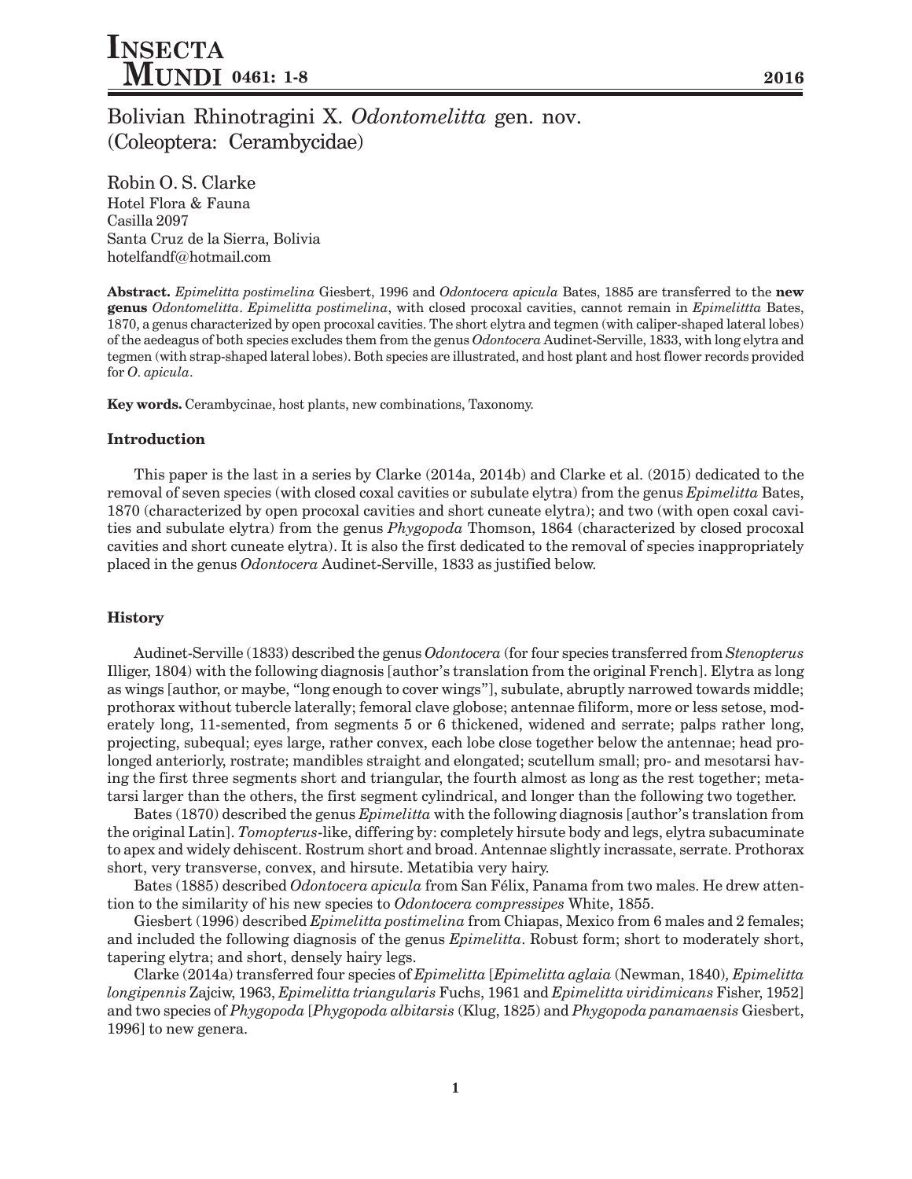# Bolivian Rhinotragini X. *Odontomelitta* gen. nov. (Coleoptera: Cerambycidae)

Robin O. S. Clarke
Hotel Flora & Fauna
Casilla 2097
Santa Cruz de la Sierra, Bolivia
hotelfandf@hotmail.com

**Abstract.** *Epimelitta postimelina* Giesbert, 1996 and *Odontocera apicula* Bates, 1885 are transferred to the **new genus** *Odontomelitta*. *Epimelitta postimelina*, with closed procoxal cavities, cannot remain in *Epimelittta* Bates, 1870, a genus characterized by open procoxal cavities. The short elytra and tegmen (with caliper-shaped lateral lobes) of the aedeagus of both species excludes them from the genus *Odontocera* Audinet-Serville, 1833, with long elytra and tegmen (with strap-shaped lateral lobes). Both species are illustrated, and host plant and host flower records provided for *O. apicula*.

**Key words.** Cerambycinae, host plants, new combinations, Taxonomy.

## Introduction

This paper is the last in a series by Clarke (2014a, 2014b) and Clarke et al. (2015) dedicated to the removal of seven species (with closed coxal cavities or subulate elytra) from the genus *Epimelitta* Bates, 1870 (characterized by open procoxal cavities and short cuneate elytra); and two (with open coxal cavities and subulate elytra) from the genus *Phygopoda* Thomson, 1864 (characterized by closed procoxal cavities and short cuneate elytra). It is also the first dedicated to the removal of species inappropriately placed in the genus *Odontocera* Audinet-Serville, 1833 as justified below.

## History

Audinet-Serville (1833) described the genus *Odontocera* (for four species transferred from *Stenopterus* Illiger, 1804) with the following diagnosis [author's translation from the original French]. Elytra as long as wings [author, or maybe, "long enough to cover wings"], subulate, abruptly narrowed towards middle; prothorax without tubercle laterally; femoral clave globose; antennae filiform, more or less setose, moderately long, 11-semented, from segments 5 or 6 thickened, widened and serrate; palps rather long, projecting, subequal; eyes large, rather convex, each lobe close together below the antennae; head prolonged anteriorly, rostrate; mandibles straight and elongated; scutellum small; pro- and mesotarsi having the first three segments short and triangular, the fourth almost as long as the rest together; metatarsi larger than the others, the first segment cylindrical, and longer than the following two together.

Bates (1870) described the genus *Epimelitta* with the following diagnosis [author's translation from the original Latin]. *Tomopterus*-like, differing by: completely hirsute body and legs, elytra subacuminate to apex and widely dehiscent. Rostrum short and broad. Antennae slightly incrassate, serrate. Prothorax short, very transverse, convex, and hirsute. Metatibia very hairy.

Bates (1885) described *Odontocera apicula* from San Félix, Panama from two males. He drew attention to the similarity of his new species to *Odontocera compressipes* White, 1855.

Giesbert (1996) described *Epimelitta postimelina* from Chiapas, Mexico from 6 males and 2 females; and included the following diagnosis of the genus *Epimelitta*. Robust form; short to moderately short, tapering elytra; and short, densely hairy legs.

Clarke (2014a) transferred four species of *Epimelitta* [*Epimelitta aglaia* (Newman, 1840), *Epimelitta longipennis* Zajciw, 1963, *Epimelitta triangularis* Fuchs, 1961 and *Epimelitta viridimicans* Fisher, 1952] and two species of *Phygopoda* [*Phygopoda albitarsis* (Klug, 1825) and *Phygopoda panamaensis* Giesbert, 1996] to new genera.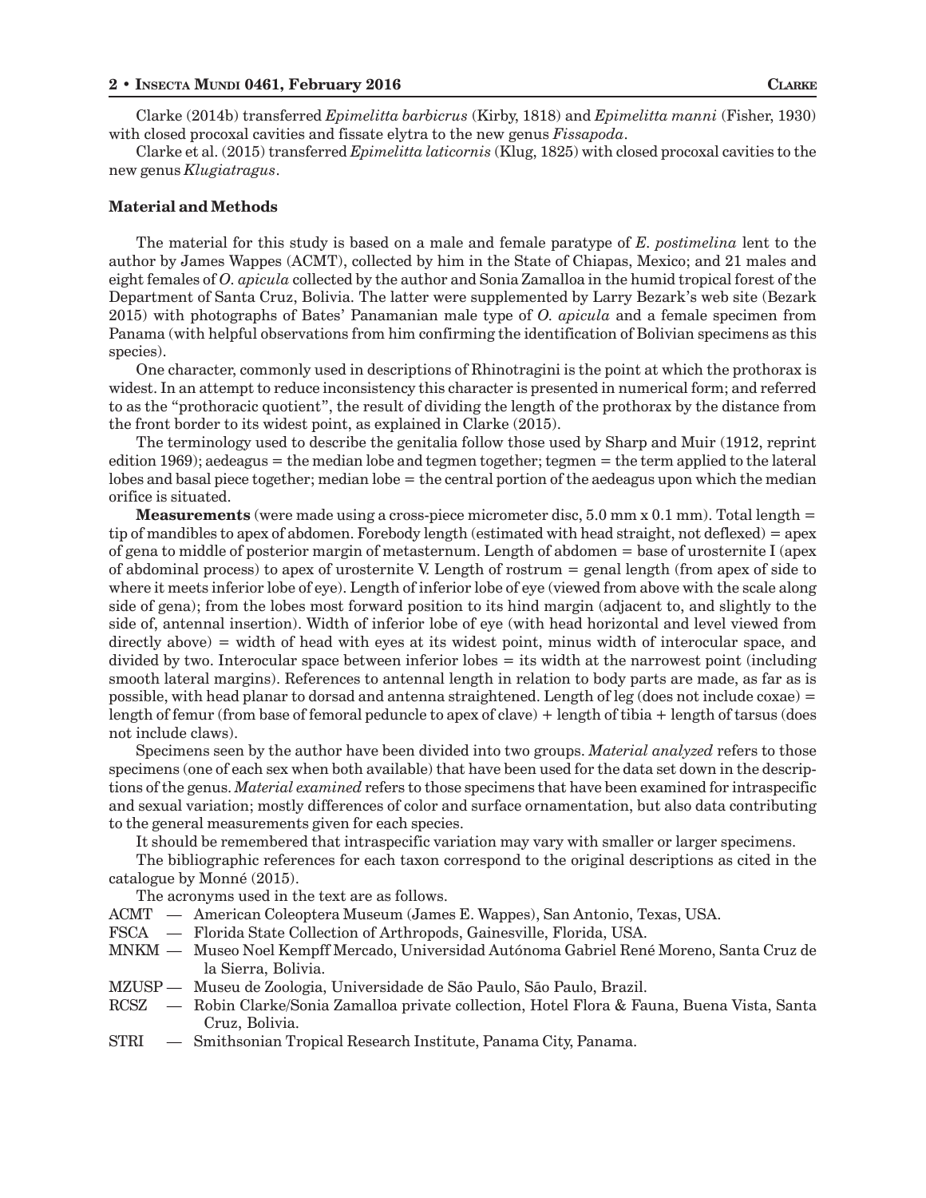Clarke (2014b) transferred *Epimelitta barbicrus* (Kirby, 1818) and *Epimelitta manni* (Fisher, 1930) with closed procoxal cavities and fissate elytra to the new genus *Fissapoda*.

Clarke et al. (2015) transferred *Epimelitta laticornis* (Klug, 1825) with closed procoxal cavities to the new genus *Klugiatragus*.

**Material and Methods**

The material for this study is based on a male and female paratype of *E. postimelina* lent to the author by James Wappes (ACMT), collected by him in the State of Chiapas, Mexico; and 21 males and eight females of *O. apicula* collected by the author and Sonia Zamalloa in the humid tropical forest of the Department of Santa Cruz, Bolivia. The latter were supplemented by Larry Bezark's web site (Bezark 2015) with photographs of Bates' Panamanian male type of *O. apicula* and a female specimen from Panama (with helpful observations from him confirming the identification of Bolivian specimens as this species).

One character, commonly used in descriptions of Rhinotragini is the point at which the prothorax is widest. In an attempt to reduce inconsistency this character is presented in numerical form; and referred to as the "prothoracic quotient", the result of dividing the length of the prothorax by the distance from the front border to its widest point, as explained in Clarke (2015).

The terminology used to describe the genitalia follow those used by Sharp and Muir (1912, reprint edition 1969); aedeagus = the median lobe and tegmen together; tegmen = the term applied to the lateral lobes and basal piece together; median lobe = the central portion of the aedeagus upon which the median orifice is situated.

**Measurements** (were made using a cross-piece micrometer disc, 5.0 mm x 0.1 mm). Total length = tip of mandibles to apex of abdomen. Forebody length (estimated with head straight, not deflexed) = apex of gena to middle of posterior margin of metasternum. Length of abdomen = base of urosternite I (apex of abdominal process) to apex of urosternite V. Length of rostrum = genal length (from apex of side to where it meets inferior lobe of eye). Length of inferior lobe of eye (viewed from above with the scale along side of gena); from the lobes most forward position to its hind margin (adjacent to, and slightly to the side of, antennal insertion). Width of inferior lobe of eye (with head horizontal and level viewed from directly above) = width of head with eyes at its widest point, minus width of interocular space, and divided by two. Interocular space between inferior lobes = its width at the narrowest point (including smooth lateral margins). References to antennal length in relation to body parts are made, as far as is possible, with head planar to dorsad and antenna straightened. Length of leg (does not include coxae) = length of femur (from base of femoral peduncle to apex of clave) + length of tibia + length of tarsus (does not include claws).

Specimens seen by the author have been divided into two groups. *Material analyzed* refers to those specimens (one of each sex when both available) that have been used for the data set down in the descriptions of the genus. *Material examined* refers to those specimens that have been examined for intraspecific and sexual variation; mostly differences of color and surface ornamentation, but also data contributing to the general measurements given for each species.

It should be remembered that intraspecific variation may vary with smaller or larger specimens.

The bibliographic references for each taxon correspond to the original descriptions as cited in the catalogue by Monné (2015).

The acronyms used in the text are as follows.

- ACMT — American Coleoptera Museum (James E. Wappes), San Antonio, Texas, USA.
- FSCA — Florida State Collection of Arthropods, Gainesville, Florida, USA.
- MNKM — Museo Noel Kempff Mercado, Universidad Autónoma Gabriel René Moreno, Santa Cruz de la Sierra, Bolivia.
- MZUSP — Museu de Zoologia, Universidade de São Paulo, São Paulo, Brazil.
- RCSZ — Robin Clarke/Sonia Zamalloa private collection, Hotel Flora & Fauna, Buena Vista, Santa Cruz, Bolivia.
- STRI — Smithsonian Tropical Research Institute, Panama City, Panama.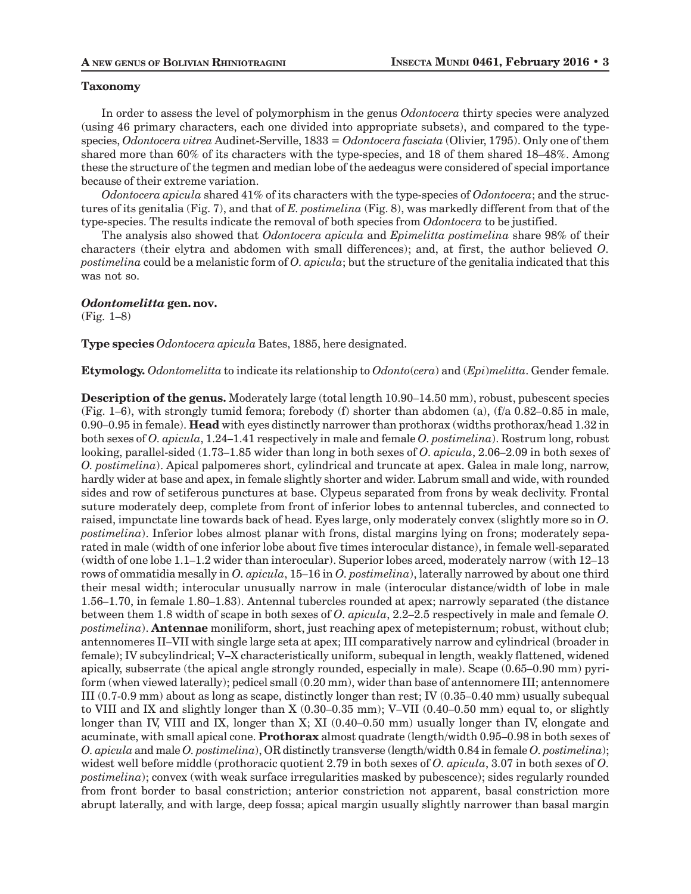**Taxonomy**

In order to assess the level of polymorphism in the genus *Odontocera* thirty species were analyzed (using 46 primary characters, each one divided into appropriate subsets), and compared to the type-species, *Odontocera vitrea* Audinet-Serville, 1833 = *Odontocera fasciata* (Olivier, 1795). Only one of them shared more than 60% of its characters with the type-species, and 18 of them shared 18–48%. Among these the structure of the tegmen and median lobe of the aedeagus were considered of special importance because of their extreme variation.

*Odontocera apicula* shared 41% of its characters with the type-species of *Odontocera*; and the structures of its genitalia (Fig. 7), and that of *E. postimelina* (Fig. 8), was markedly different from that of the type-species. The results indicate the removal of both species from *Odontocera* to be justified.

The analysis also showed that *Odontocera apicula* and *Epimelitta postimelina* share 98% of their characters (their elytra and abdomen with small differences); and, at first, the author believed *O. postimelina* could be a melanistic form of *O. apicula*; but the structure of the genitalia indicated that this was not so.

***Odontomelitta* gen. nov.**
(Fig. 1–8)

**Type species** *Odontocera apicula* Bates, 1885, here designated.

**Etymology.** *Odontomelitta* to indicate its relationship to *Odonto*(*cera*) and (*Epi*)*melitta*. Gender female.

**Description of the genus.** Moderately large (total length 10.90–14.50 mm), robust, pubescent species (Fig. 1–6), with strongly tumid femora; forebody (f) shorter than abdomen (a), (f/a 0.82–0.85 in male, 0.90–0.95 in female). **Head** with eyes distinctly narrower than prothorax (widths prothorax/head 1.32 in both sexes of *O. apicula*, 1.24–1.41 respectively in male and female *O. postimelina*). Rostrum long, robust looking, parallel-sided (1.73–1.85 wider than long in both sexes of *O. apicula*, 2.06–2.09 in both sexes of *O. postimelina*). Apical palpomeres short, cylindrical and truncate at apex. Galea in male long, narrow, hardly wider at base and apex, in female slightly shorter and wider. Labrum small and wide, with rounded sides and row of setiferous punctures at base. Clypeus separated from frons by weak declivity. Frontal suture moderately deep, complete from front of inferior lobes to antennal tubercles, and connected to raised, impunctate line towards back of head. Eyes large, only moderately convex (slightly more so in *O. postimelina*). Inferior lobes almost planar with frons, distal margins lying on frons; moderately separated in male (width of one inferior lobe about five times interocular distance), in female well-separated (width of one lobe 1.1–1.2 wider than interocular). Superior lobes arced, moderately narrow (with 12–13 rows of ommatidia mesally in *O. apicula*, 15–16 in *O. postimelina*), laterally narrowed by about one third their mesal width; interocular unusually narrow in male (interocular distance/width of lobe in male 1.56–1.70, in female 1.80–1.83). Antennal tubercles rounded at apex; narrowly separated (the distance between them 1.8 width of scape in both sexes of *O. apicula*, 2.2–2.5 respectively in male and female *O. postimelina*). **Antennae** moniliform, short, just reaching apex of metepisternum; robust, without club; antennomeres II–VII with single large seta at apex; III comparatively narrow and cylindrical (broader in female); IV subcylindrical; V–X characteristically uniform, subequal in length, weakly flattened, widened apically, subserrate (the apical angle strongly rounded, especially in male). Scape (0.65–0.90 mm) pyriform (when viewed laterally); pedicel small (0.20 mm), wider than base of antennomere III; antennomere III (0.7-0.9 mm) about as long as scape, distinctly longer than rest; IV (0.35–0.40 mm) usually subequal to VIII and IX and slightly longer than X (0.30–0.35 mm); V–VII (0.40–0.50 mm) equal to, or slightly longer than IV, VIII and IX, longer than X; XI (0.40–0.50 mm) usually longer than IV, elongate and acuminate, with small apical cone. **Prothorax** almost quadrate (length/width 0.95–0.98 in both sexes of *O. apicula* and male *O. postimelina*), OR distinctly transverse (length/width 0.84 in female *O. postimelina*); widest well before middle (prothoracic quotient 2.79 in both sexes of *O. apicula*, 3.07 in both sexes of *O. postimelina*); convex (with weak surface irregularities masked by pubescence); sides regularly rounded from front border to basal constriction; anterior constriction not apparent, basal constriction more abrupt laterally, and with large, deep fossa; apical margin usually slightly narrower than basal margin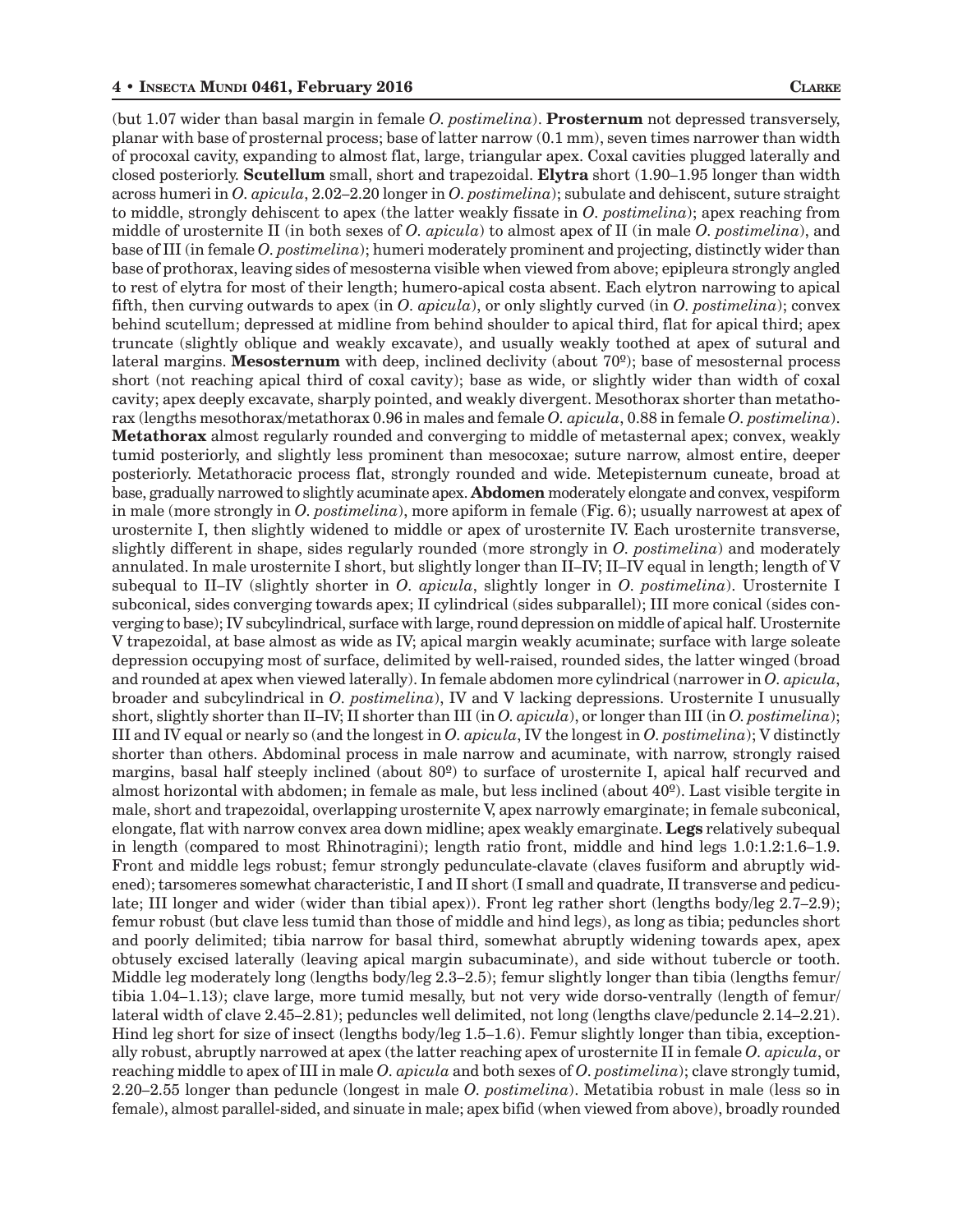(but 1.07 wider than basal margin in female *O. postimelina*). **Prosternum** not depressed transversely, planar with base of prosternal process; base of latter narrow (0.1 mm), seven times narrower than width of procoxal cavity, expanding to almost flat, large, triangular apex. Coxal cavities plugged laterally and closed posteriorly. **Scutellum** small, short and trapezoidal. **Elytra** short (1.90–1.95 longer than width across humeri in *O. apicula*, 2.02–2.20 longer in *O. postimelina*); subulate and dehiscent, suture straight to middle, strongly dehiscent to apex (the latter weakly fissate in *O. postimelina*); apex reaching from middle of urosternite II (in both sexes of *O. apicula*) to almost apex of II (in male *O. postimelina*), and base of III (in female *O. postimelina*); humeri moderately prominent and projecting, distinctly wider than base of prothorax, leaving sides of mesosterna visible when viewed from above; epipleura strongly angled to rest of elytra for most of their length; humero-apical costa absent. Each elytron narrowing to apical fifth, then curving outwards to apex (in *O. apicula*), or only slightly curved (in *O. postimelina*); convex behind scutellum; depressed at midline from behind shoulder to apical third, flat for apical third; apex truncate (slightly oblique and weakly excavate), and usually weakly toothed at apex of sutural and lateral margins. **Mesosternum** with deep, inclined declivity (about 70º); base of mesosternal process short (not reaching apical third of coxal cavity); base as wide, or slightly wider than width of coxal cavity; apex deeply excavate, sharply pointed, and weakly divergent. Mesothorax shorter than metathorax (lengths mesothorax/metathorax 0.96 in males and female *O. apicula*, 0.88 in female *O. postimelina*). **Metathorax** almost regularly rounded and converging to middle of metasternal apex; convex, weakly tumid posteriorly, and slightly less prominent than mesocoxae; suture narrow, almost entire, deeper posteriorly. Metathoracic process flat, strongly rounded and wide. Metepisternum cuneate, broad at base, gradually narrowed to slightly acuminate apex. **Abdomen** moderately elongate and convex, vespiform in male (more strongly in *O. postimelina*), more apiform in female (Fig. 6); usually narrowest at apex of urosternite I, then slightly widened to middle or apex of urosternite IV. Each urosternite transverse, slightly different in shape, sides regularly rounded (more strongly in *O. postimelina*) and moderately annulated. In male urosternite I short, but slightly longer than II–IV; II–IV equal in length; length of V subequal to II–IV (slightly shorter in *O. apicula*, slightly longer in *O. postimelina*). Urosternite I subconical, sides converging towards apex; II cylindrical (sides subparallel); III more conical (sides converging to base); IV subcylindrical, surface with large, round depression on middle of apical half. Urosternite V trapezoidal, at base almost as wide as IV; apical margin weakly acuminate; surface with large soleate depression occupying most of surface, delimited by well-raised, rounded sides, the latter winged (broad and rounded at apex when viewed laterally). In female abdomen more cylindrical (narrower in *O. apicula*, broader and subcylindrical in *O. postimelina*), IV and V lacking depressions. Urosternite I unusually short, slightly shorter than II–IV; II shorter than III (in *O. apicula*), or longer than III (in *O. postimelina*); III and IV equal or nearly so (and the longest in *O. apicula*, IV the longest in *O. postimelina*); V distinctly shorter than others. Abdominal process in male narrow and acuminate, with narrow, strongly raised margins, basal half steeply inclined (about 80º) to surface of urosternite I, apical half recurved and almost horizontal with abdomen; in female as male, but less inclined (about 40º). Last visible tergite in male, short and trapezoidal, overlapping urosternite V, apex narrowly emarginate; in female subconical, elongate, flat with narrow convex area down midline; apex weakly emarginate. **Legs** relatively subequal in length (compared to most Rhinotragini); length ratio front, middle and hind legs 1.0:1.2:1.6–1.9. Front and middle legs robust; femur strongly pedunculate-clavate (claves fusiform and abruptly widened); tarsomeres somewhat characteristic, I and II short (I small and quadrate, II transverse and pediculate; III longer and wider (wider than tibial apex)). Front leg rather short (lengths body/leg 2.7–2.9); femur robust (but clave less tumid than those of middle and hind legs), as long as tibia; peduncles short and poorly delimited; tibia narrow for basal third, somewhat abruptly widening towards apex, apex obtusely excised laterally (leaving apical margin subacuminate), and side without tubercle or tooth. Middle leg moderately long (lengths body/leg 2.3–2.5); femur slightly longer than tibia (lengths femur/tibia 1.04–1.13); clave large, more tumid mesally, but not very wide dorso-ventrally (length of femur/lateral width of clave 2.45–2.81); peduncles well delimited, not long (lengths clave/peduncle 2.14–2.21). Hind leg short for size of insect (lengths body/leg 1.5–1.6). Femur slightly longer than tibia, exceptionally robust, abruptly narrowed at apex (the latter reaching apex of urosternite II in female *O. apicula*, or reaching middle to apex of III in male *O. apicula* and both sexes of *O. postimelina*); clave strongly tumid, 2.20–2.55 longer than peduncle (longest in male *O. postimelina*). Metatibia robust in male (less so in female), almost parallel-sided, and sinuate in male; apex bifid (when viewed from above), broadly rounded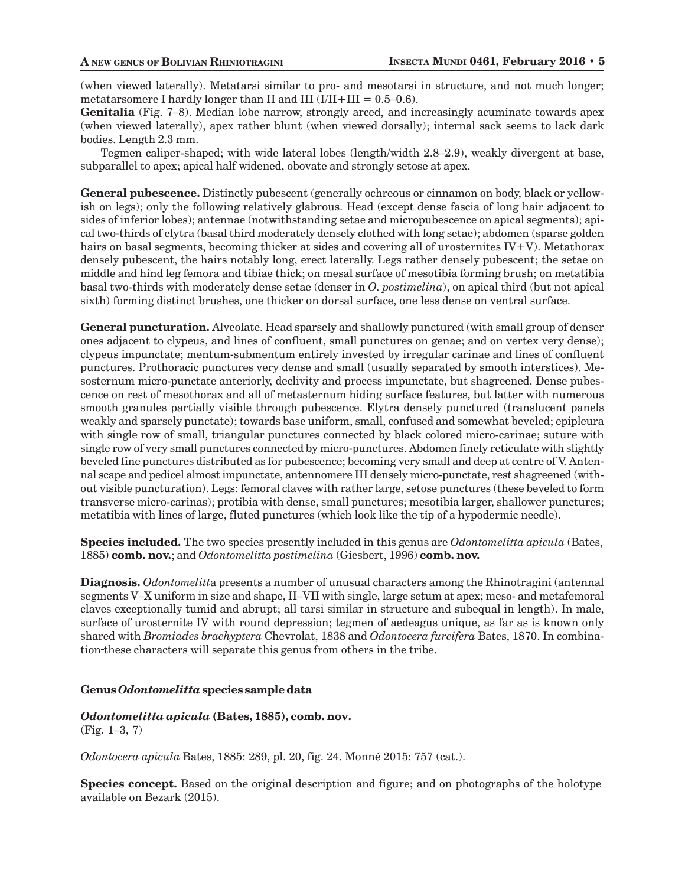(when viewed laterally). Metatarsi similar to pro- and mesotarsi in structure, and not much longer; metatarsomere I hardly longer than II and III (I/II+III = 0.5–0.6).

**Genitalia** (Fig. 7–8). Median lobe narrow, strongly arced, and increasingly acuminate towards apex (when viewed laterally), apex rather blunt (when viewed dorsally); internal sack seems to lack dark bodies. Length 2.3 mm.

Tegmen caliper-shaped; with wide lateral lobes (length/width 2.8–2.9), weakly divergent at base, subparallel to apex; apical half widened, obovate and strongly setose at apex.

**General pubescence.** Distinctly pubescent (generally ochreous or cinnamon on body, black or yellowish on legs); only the following relatively glabrous. Head (except dense fascia of long hair adjacent to sides of inferior lobes); antennae (notwithstanding setae and micropubescence on apical segments); apical two-thirds of elytra (basal third moderately densely clothed with long setae); abdomen (sparse golden hairs on basal segments, becoming thicker at sides and covering all of urosternites IV+V). Metathorax densely pubescent, the hairs notably long, erect laterally. Legs rather densely pubescent; the setae on middle and hind leg femora and tibiae thick; on mesal surface of mesotibia forming brush; on metatibia basal two-thirds with moderately dense setae (denser in *O. postimelina*), on apical third (but not apical sixth) forming distinct brushes, one thicker on dorsal surface, one less dense on ventral surface.

**General puncturation.** Alveolate. Head sparsely and shallowly punctured (with small group of denser ones adjacent to clypeus, and lines of confluent, small punctures on genae; and on vertex very dense); clypeus impunctate; mentum-submentum entirely invested by irregular carinae and lines of confluent punctures. Prothoracic punctures very dense and small (usually separated by smooth interstices). Mesosternum micro-punctate anteriorly, declivity and process impunctate, but shagreened. Dense pubescence on rest of mesothorax and all of metasternum hiding surface features, but latter with numerous smooth granules partially visible through pubescence. Elytra densely punctured (translucent panels weakly and sparsely punctate); towards base uniform, small, confused and somewhat beveled; epipleura with single row of small, triangular punctures connected by black colored micro-carinae; suture with single row of very small punctures connected by micro-punctures. Abdomen finely reticulate with slightly beveled fine punctures distributed as for pubescence; becoming very small and deep at centre of V. Antennal scape and pedicel almost impunctate, antennomere III densely micro-punctate, rest shagreened (without visible puncturation). Legs: femoral claves with rather large, setose punctures (these beveled to form transverse micro-carinas); protibia with dense, small punctures; mesotibia larger, shallower punctures; metatibia with lines of large, fluted punctures (which look like the tip of a hypodermic needle).

**Species included.** The two species presently included in this genus are *Odontomelitta apicula* (Bates, 1885) **comb. nov.**; and *Odontomelitta postimelina* (Giesbert, 1996) **comb. nov.**

**Diagnosis.** *Odontomelitt*a presents a number of unusual characters among the Rhinotragini (antennal segments V–X uniform in size and shape, II–VII with single, large setum at apex; meso- and metafemoral claves exceptionally tumid and abrupt; all tarsi similar in structure and subequal in length). In male, surface of urosternite IV with round depression; tegmen of aedeagus unique, as far as is known only shared with *Bromiades brachyptera* Chevrolat, 1838 and *Odontocera furcifera* Bates, 1870. In combination-these characters will separate this genus from others in the tribe.

## Genus *Odontomelitta* species sample data

### *Odontomelitta apicula* (Bates, 1885), comb. nov.

(Fig. 1–3, 7)

*Odontocera apicula* Bates, 1885: 289, pl. 20, fig. 24. Monné 2015: 757 (cat.).

**Species concept.** Based on the original description and figure; and on photographs of the holotype available on Bezark (2015).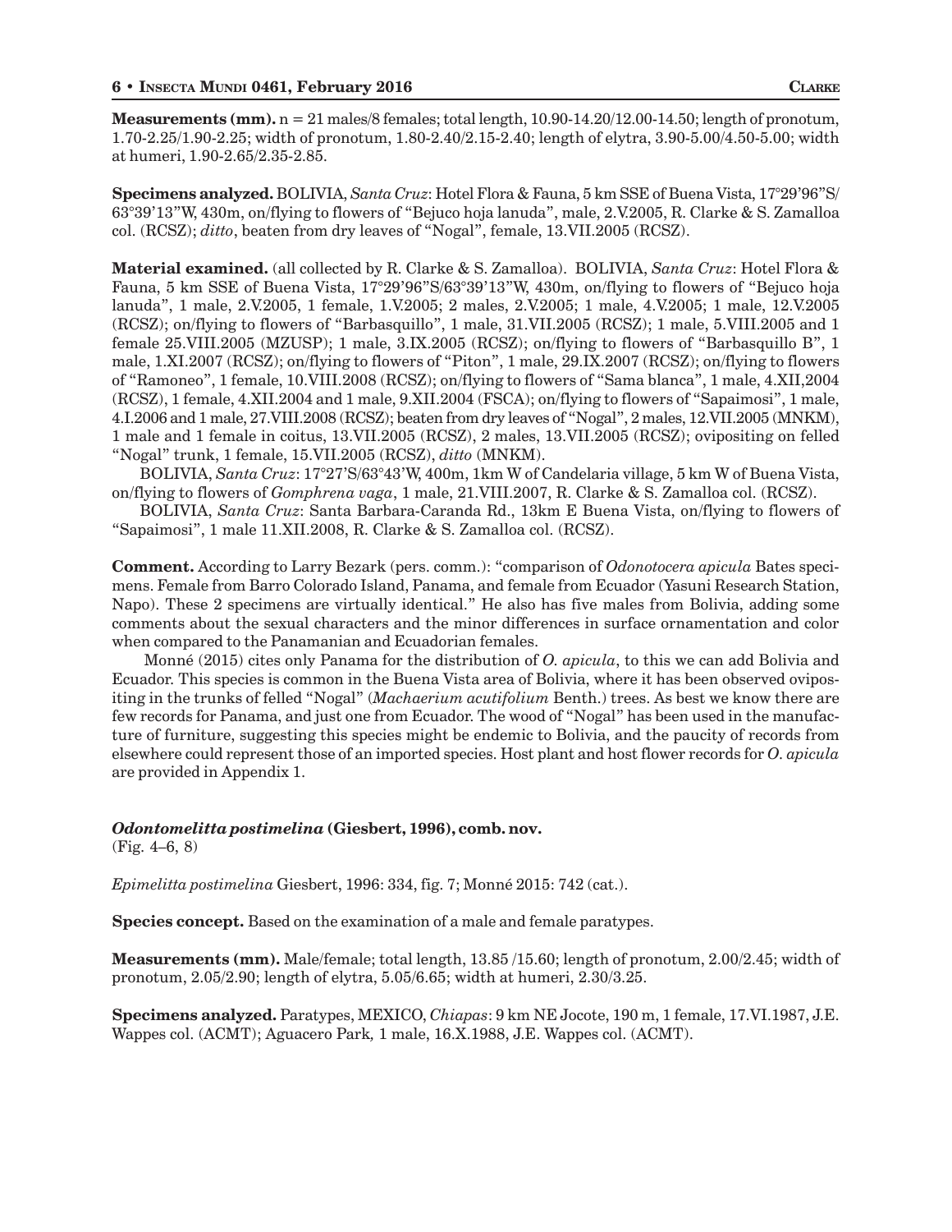**Measurements (mm).** n = 21 males/8 females; total length, 10.90-14.20/12.00-14.50; length of pronotum, 1.70-2.25/1.90-2.25; width of pronotum, 1.80-2.40/2.15-2.40; length of elytra, 3.90-5.00/4.50-5.00; width at humeri, 1.90-2.65/2.35-2.85.

**Specimens analyzed.** BOLIVIA, *Santa Cruz*: Hotel Flora & Fauna, 5 km SSE of Buena Vista, 17°29'96"S/63°39'13"W, 430m, on/flying to flowers of "Bejuco hoja lanuda", male, 2.V.2005, R. Clarke & S. Zamalloa col. (RCSZ); *ditto*, beaten from dry leaves of "Nogal", female, 13.VII.2005 (RCSZ).

**Material examined.** (all collected by R. Clarke & S. Zamalloa). BOLIVIA, *Santa Cruz*: Hotel Flora & Fauna, 5 km SSE of Buena Vista, 17°29'96"S/63°39'13"W, 430m, on/flying to flowers of "Bejuco hoja lanuda", 1 male, 2.V.2005, 1 female, 1.V.2005; 2 males, 2.V.2005; 1 male, 4.V.2005; 1 male, 12.V.2005 (RCSZ); on/flying to flowers of "Barbasquillo", 1 male, 31.VII.2005 (RCSZ); 1 male, 5.VIII.2005 and 1 female 25.VIII.2005 (MZUSP); 1 male, 3.IX.2005 (RCSZ); on/flying to flowers of "Barbasquillo B", 1 male, 1.XI.2007 (RCSZ); on/flying to flowers of "Piton", 1 male, 29.IX.2007 (RCSZ); on/flying to flowers of "Ramoneo", 1 female, 10.VIII.2008 (RCSZ); on/flying to flowers of "Sama blanca", 1 male, 4.XII,2004 (RCSZ), 1 female, 4.XII.2004 and 1 male, 9.XII.2004 (FSCA); on/flying to flowers of "Sapaimosi", 1 male, 4.I.2006 and 1 male, 27.VIII.2008 (RCSZ); beaten from dry leaves of "Nogal", 2 males, 12.VII.2005 (MNKM), 1 male and 1 female in coitus, 13.VII.2005 (RCSZ), 2 males, 13.VII.2005 (RCSZ); ovipositing on felled "Nogal" trunk, 1 female, 15.VII.2005 (RCSZ), *ditto* (MNKM).

BOLIVIA, *Santa Cruz*: 17°27'S/63°43'W, 400m, 1km W of Candelaria village, 5 km W of Buena Vista, on/flying to flowers of *Gomphrena vaga*, 1 male, 21.VIII.2007, R. Clarke & S. Zamalloa col. (RCSZ).

BOLIVIA, *Santa Cruz*: Santa Barbara-Caranda Rd., 13km E Buena Vista, on/flying to flowers of "Sapaimosi", 1 male 11.XII.2008, R. Clarke & S. Zamalloa col. (RCSZ).

**Comment.** According to Larry Bezark (pers. comm.): "comparison of *Odonotocera apicula* Bates specimens. Female from Barro Colorado Island, Panama, and female from Ecuador (Yasuni Research Station, Napo). These 2 specimens are virtually identical." He also has five males from Bolivia, adding some comments about the sexual characters and the minor differences in surface ornamentation and color when compared to the Panamanian and Ecuadorian females.

Monné (2015) cites only Panama for the distribution of *O. apicula*, to this we can add Bolivia and Ecuador. This species is common in the Buena Vista area of Bolivia, where it has been observed ovipositing in the trunks of felled "Nogal" (*Machaerium acutifolium* Benth.) trees. As best we know there are few records for Panama, and just one from Ecuador. The wood of "Nogal" has been used in the manufacture of furniture, suggesting this species might be endemic to Bolivia, and the paucity of records from elsewhere could represent those of an imported species. Host plant and host flower records for *O. apicula* are provided in Appendix 1.

### *Odontomelitta postimelina* (Giesbert, 1996), comb. nov.

(Fig. 4–6, 8)

*Epimelitta postimelina* Giesbert, 1996: 334, fig. 7; Monné 2015: 742 (cat.).

**Species concept.** Based on the examination of a male and female paratypes.

**Measurements (mm).** Male/female; total length, 13.85 /15.60; length of pronotum, 2.00/2.45; width of pronotum, 2.05/2.90; length of elytra, 5.05/6.65; width at humeri, 2.30/3.25.

**Specimens analyzed.** Paratypes, MEXICO, *Chiapas*: 9 km NE Jocote, 190 m, 1 female, 17.VI.1987, J.E. Wappes col. (ACMT); Aguacero Park, 1 male, 16.X.1988, J.E. Wappes col. (ACMT).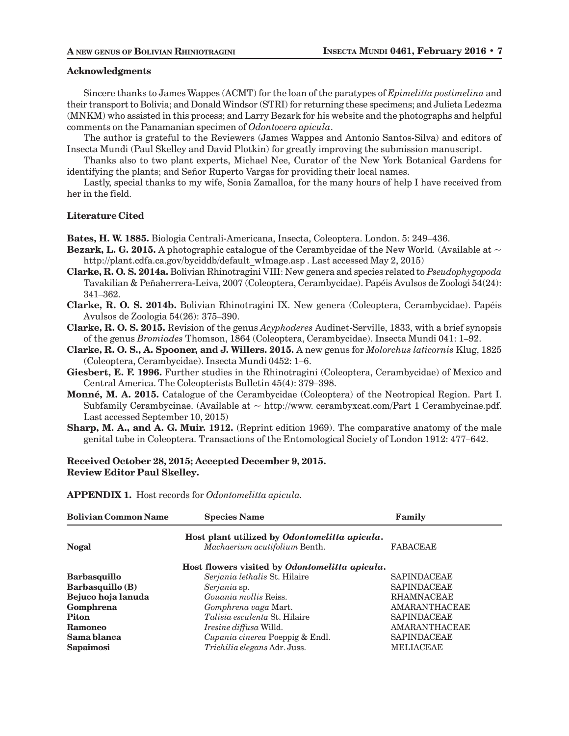## Acknowledgments

Sincere thanks to James Wappes (ACMT) for the loan of the paratypes of *Epimelitta postimelina* and their transport to Bolivia; and Donald Windsor (STRI) for returning these specimens; and Julieta Ledezma (MNKM) who assisted in this process; and Larry Bezark for his website and the photographs and helpful comments on the Panamanian specimen of *Odontocera apicula*.

The author is grateful to the Reviewers (James Wappes and Antonio Santos-Silva) and editors of Insecta Mundi (Paul Skelley and David Plotkin) for greatly improving the submission manuscript.

Thanks also to two plant experts, Michael Nee, Curator of the New York Botanical Gardens for identifying the plants; and Señor Ruperto Vargas for providing their local names.

Lastly, special thanks to my wife, Sonia Zamalloa, for the many hours of help I have received from her in the field.

## Literature Cited

**Bates, H. W. 1885.** Biologia Centrali-Americana, Insecta, Coleoptera. London. 5: 249–436.

**Bezark, L. G. 2015.** A photographic catalogue of the Cerambycidae of the New World. (Available at ~ http://plant.cdfa.ca.gov/byciddb/default_wImage.asp . Last accessed May 2, 2015)

**Clarke, R. O. S. 2014a.** Bolivian Rhinotragini VIII: New genera and species related to *Pseudophygopoda* Tavakilian & Peñaherrera-Leiva, 2007 (Coleoptera, Cerambycidae). Papéis Avulsos de Zoologi 54(24): 341–362.

**Clarke, R. O. S. 2014b.** Bolivian Rhinotragini IX. New genera (Coleoptera, Cerambycidae). Papéis Avulsos de Zoologia 54(26): 375–390.

**Clarke, R. O. S. 2015.** Revision of the genus *Acyphoderes* Audinet-Serville, 1833, with a brief synopsis of the genus *Bromiades* Thomson, 1864 (Coleoptera, Cerambycidae). Insecta Mundi 041: 1–92.

**Clarke, R. O. S., A. Spooner, and J. Willers. 2015.** A new genus for *Molorchus laticornis* Klug, 1825 (Coleoptera, Cerambycidae). Insecta Mundi 0452: 1–6.

**Giesbert, E. F. 1996.** Further studies in the Rhinotragini (Coleoptera, Cerambycidae) of Mexico and Central America. The Coleopterists Bulletin 45(4): 379–398.

**Monné, M. A. 2015.** Catalogue of the Cerambycidae (Coleoptera) of the Neotropical Region. Part I. Subfamily Cerambycinae. (Available at ~ http://www. cerambyxcat.com/Part 1 Cerambycinae.pdf. Last accessed September 10, 2015)

**Sharp, M. A., and A. G. Muir. 1912.** (Reprint edition 1969). The comparative anatomy of the male genital tube in Coleoptera. Transactions of the Entomological Society of London 1912: 477–642.

**Received October 28, 2015; Accepted December 9, 2015.**
**Review Editor Paul Skelley.**

**APPENDIX 1.** Host records for *Odontomelitta apicula*.

| Bolivian Common Name | Species Name | Family |
|---|---|---|
| | **Host plant utilized by *Odontomelitta apicula*.** | |
| **Nogal** | *Machaerium acutifolium* Benth. | FABACEAE |
| | **Host flowers visited by *Odontomelitta apicula*.** | |
| **Barbasquillo** | *Serjania lethalis* St. Hilaire | SAPINDACEAE |
| **Barbasquillo (B)** | *Serjania* sp. | SAPINDACEAE |
| **Bejuco hoja lanuda** | *Gouania mollis* Reiss. | RHAMNACEAE |
| **Gomphrena** | *Gomphrena vaga* Mart. | AMARANTHACEAE |
| **Piton** | *Talisia esculenta* St. Hilaire | SAPINDACEAE |
| **Ramoneo** | *Iresine diffusa* Willd. | AMARANTHACEAE |
| **Sama blanca** | *Cupania cinerea* Poeppig & Endl. | SAPINDACEAE |
| **Sapaimosi** | *Trichilia elegans* Adr. Juss. | MELIACEAE |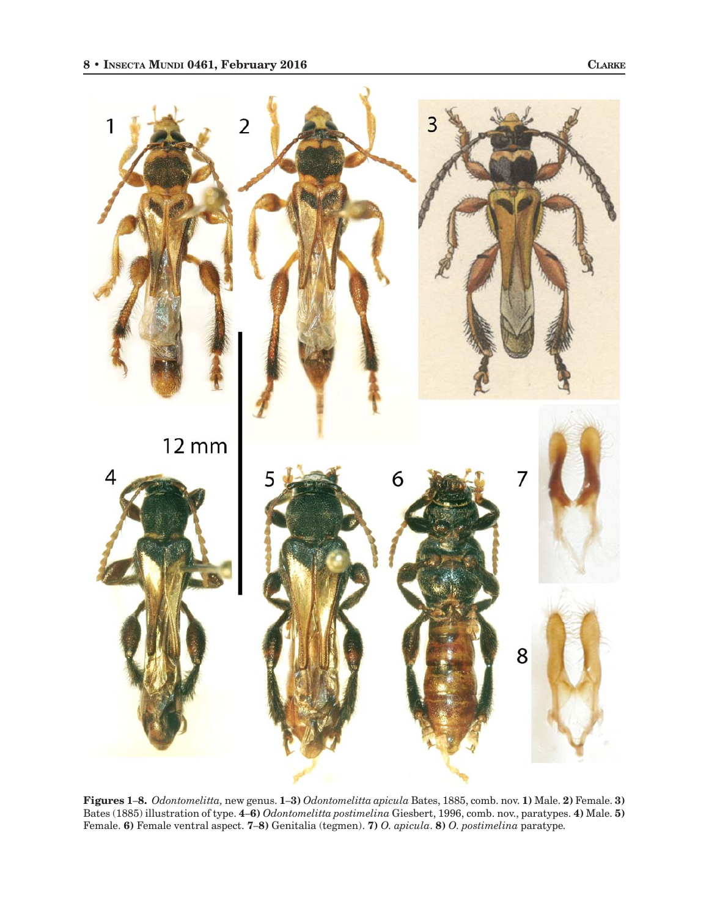1

2

3

12 mm

4

5

6

7

8

**Figures 1–8.** *Odontomelitta,* new genus. **1–3)** *Odontomelitta apicula* Bates, 1885, comb. nov. **1)** Male. **2)** Female. **3)** Bates (1885) illustration of type. **4–6)** *Odontomelitta postimelina* Giesbert, 1996, comb. nov., paratypes. **4)** Male. **5)** Female. **6)** Female ventral aspect. **7–8)** Genitalia (tegmen). **7)** *O. apicula*. **8)** *O. postimelina* paratype.